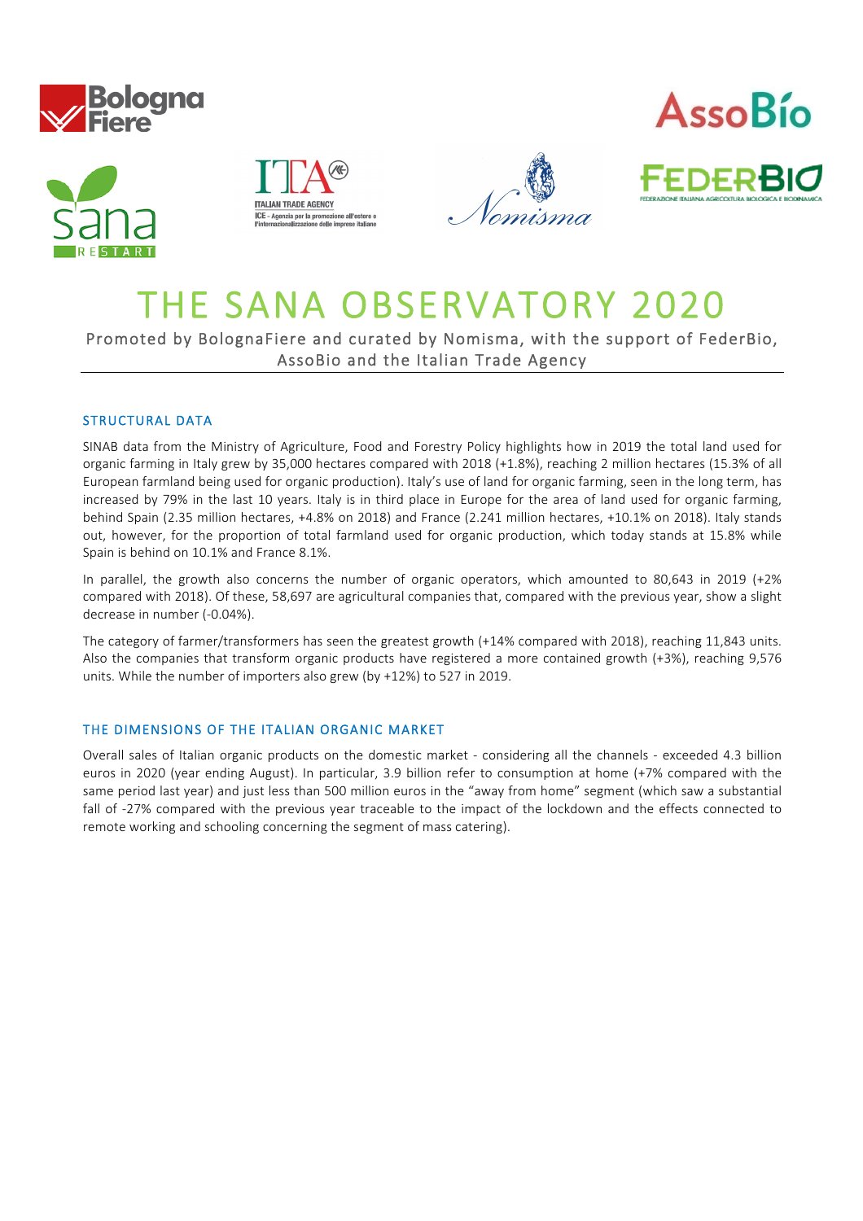# THE SANA OBSERVATORY 2020

Promoted by BolognaFiere and curated by Nomisma, with the support of FederBio, AssoBio and the Italian Trade Agency

## STRUCTURAL DATA

SINAB data from the Ministry of Agriculture, Food and Forestry Policy highlights how in 2019 the total land used for organic farming in Italy grew by 35,000 hectares compared with 2018 (+1.8%), reaching 2 million hectares (15.3% of all European farmland being used for organic production). Italy's use of land for organic farming, seen in the long term, has increased by 79% in the last 10 years. Italy is in third place in Europe for the area of land used for organic farming, behind Spain (2.35 million hectares, +4.8% on 2018) and France (2.241 million hectares, +10.1% on 2018). Italy stands out, however, for the proportion of total farmland used for organic production, which today stands at 15.8% while Spain is behind on 10.1% and France 8.1%.

In parallel, the growth also concerns the number of organic operators, which amounted to 80,643 in 2019 (+2% compared with 2018). Of these, 58,697 are agricultural companies that, compared with the previous year, show a slight decrease in number (-0.04%).

The category of farmer/transformers has seen the greatest growth (+14% compared with 2018), reaching 11,843 units. Also the companies that transform organic products have registered a more contained growth (+3%), reaching 9,576 units. While the number of importers also grew (by +12%) to 527 in 2019.

## THE DIMENSIONS OF THE ITALIAN ORGANIC MARKET

Overall sales of Italian organic products on the domestic market - considering all the channels - exceeded 4.3 billion euros in 2020 (year ending August). In particular, 3.9 billion refer to consumption at home (+7% compared with the same period last year) and just less than 500 million euros in the "away from home" segment (which saw a substantial fall of -27% compared with the previous year traceable to the impact of the lockdown and the effects connected to remote working and schooling concerning the segment of mass catering).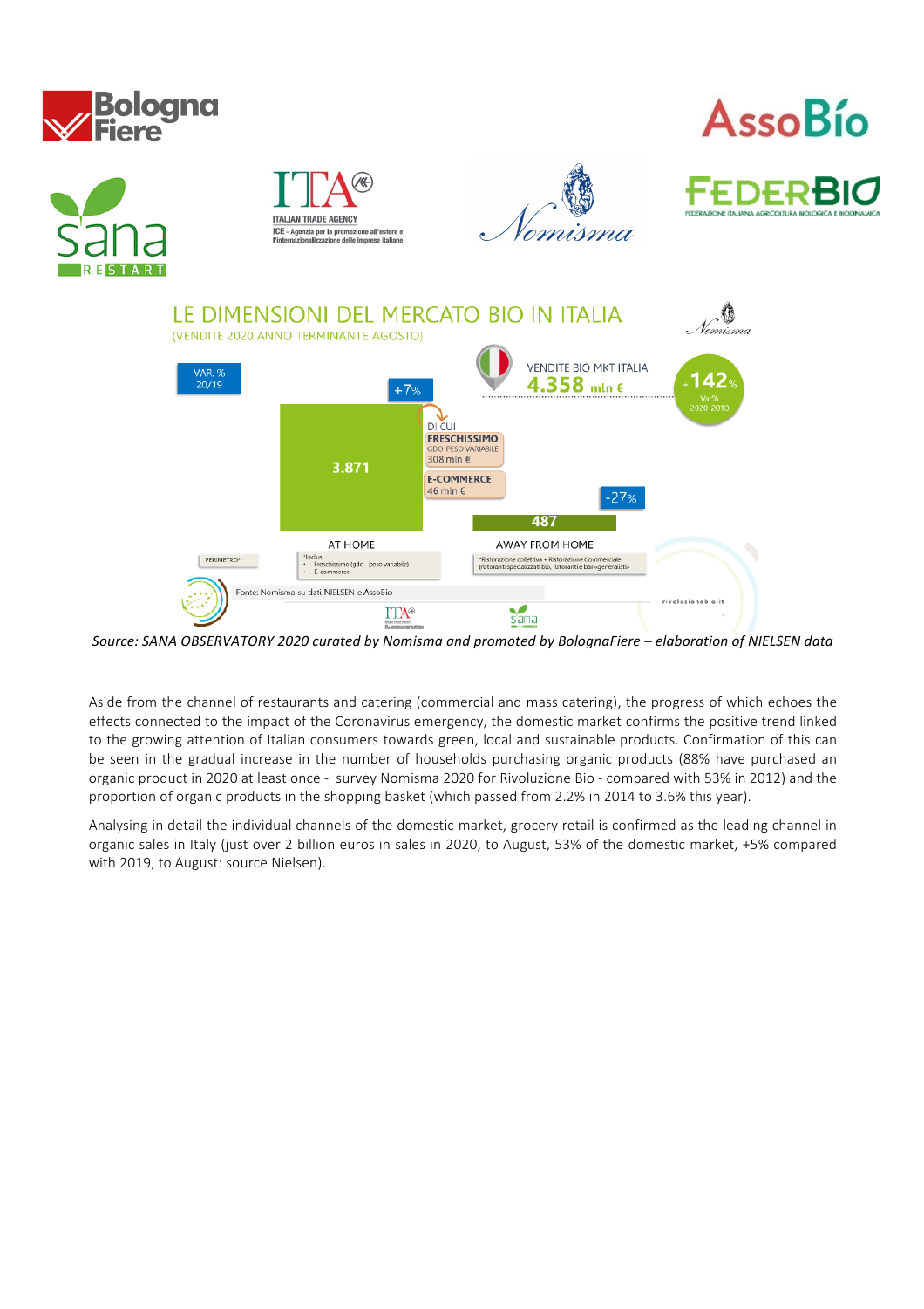LE DIMENSIONI DEL MERCATO BIO IN ITALIA
(VENDITE 2020 ANNO TERMINANTE AGOSTO)

VAR. % 20/19

VENDITE BIO MKT ITALIA 4.358 mln €

+142% Var% 2020-2010

+7%

3.871

DI CUI
FRESCHISSIMO GDO-PESO VARIABILE 308 mln €
E-COMMERCE 46 mln €

-27%

487

AT HOME

AWAY FROM HOME

PERIMETRO*

*Inclusi
- Freschissimo (gdo - peso variabile)
- E-commerce

*Ristorazione collettiva + Ristorazione Commerciale (ristoranti specializzati bio, ristoranti e bar «generalisti»)

Fonte: Nomisma su dati NIELSEN e AssoBio

rivoluzionebio.it

*Source: SANA OBSERVATORY 2020 curated by Nomisma and promoted by BolognaFiere – elaboration of NIELSEN data*

Aside from the channel of restaurants and catering (commercial and mass catering), the progress of which echoes the effects connected to the impact of the Coronavirus emergency, the domestic market confirms the positive trend linked to the growing attention of Italian consumers towards green, local and sustainable products. Confirmation of this can be seen in the gradual increase in the number of households purchasing organic products (88% have purchased an organic product in 2020 at least once - survey Nomisma 2020 for Rivoluzione Bio - compared with 53% in 2012) and the proportion of organic products in the shopping basket (which passed from 2.2% in 2014 to 3.6% this year).

Analysing in detail the individual channels of the domestic market, grocery retail is confirmed as the leading channel in organic sales in Italy (just over 2 billion euros in sales in 2020, to August, 53% of the domestic market, +5% compared with 2019, to August: source Nielsen).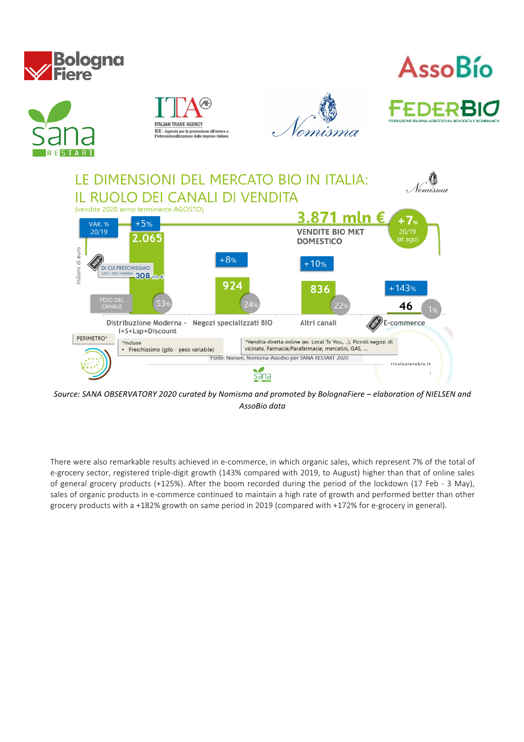LE DIMENSIONI DEL MERCATO BIO IN ITALIA: IL RUOLO DEI CANALI DI VENDITA

(vendite 2020 anno terminante AGOSTO)

3.871 mln €
VENDITE BIO MKT DOMESTICO
+7% 20/19 (at ago)

VAR. % 20/19

milioni di euro

Distribuzione Moderna - I+S+Lsp+Discount: +5%, 2.065, 53%
DI CUI FRESCHISSIMO GDO - PESO VARIABILE 308 mln €

Negozi specializzati BIO: +8%, 924, 24%

Altri canali: +10%, 836, 22%

E-commerce: +143%, 46, 1%

PESO DEL CANALE

PERIMETRO*

*Incluso
- Freschissimo (gdo - peso variabile)

*Vendita diretta online (es. Local To You,, ..), Piccoli negozi di vicinato, Farmacie/Parafarmacie, mercatini, GAS, ...

Fonte: Nielsen, Nomisma-AssoBio per SANA RESTART 2020

rivoluzionebio.it

*Source: SANA OBSERVATORY 2020 curated by Nomisma and promoted by BolognaFiere – elaboration of NIELSEN and AssoBio data*

There were also remarkable results achieved in e-commerce, in which organic sales, which represent 7% of the total of e-grocery sector, registered triple-digit growth (143% compared with 2019, to August) higher than that of online sales of general grocery products (+125%). After the boom recorded during the period of the lockdown (17 Feb - 3 May), sales of organic products in e-commerce continued to maintain a high rate of growth and performed better than other grocery products with a +182% growth on same period in 2019 (compared with +172% for e-grocery in general).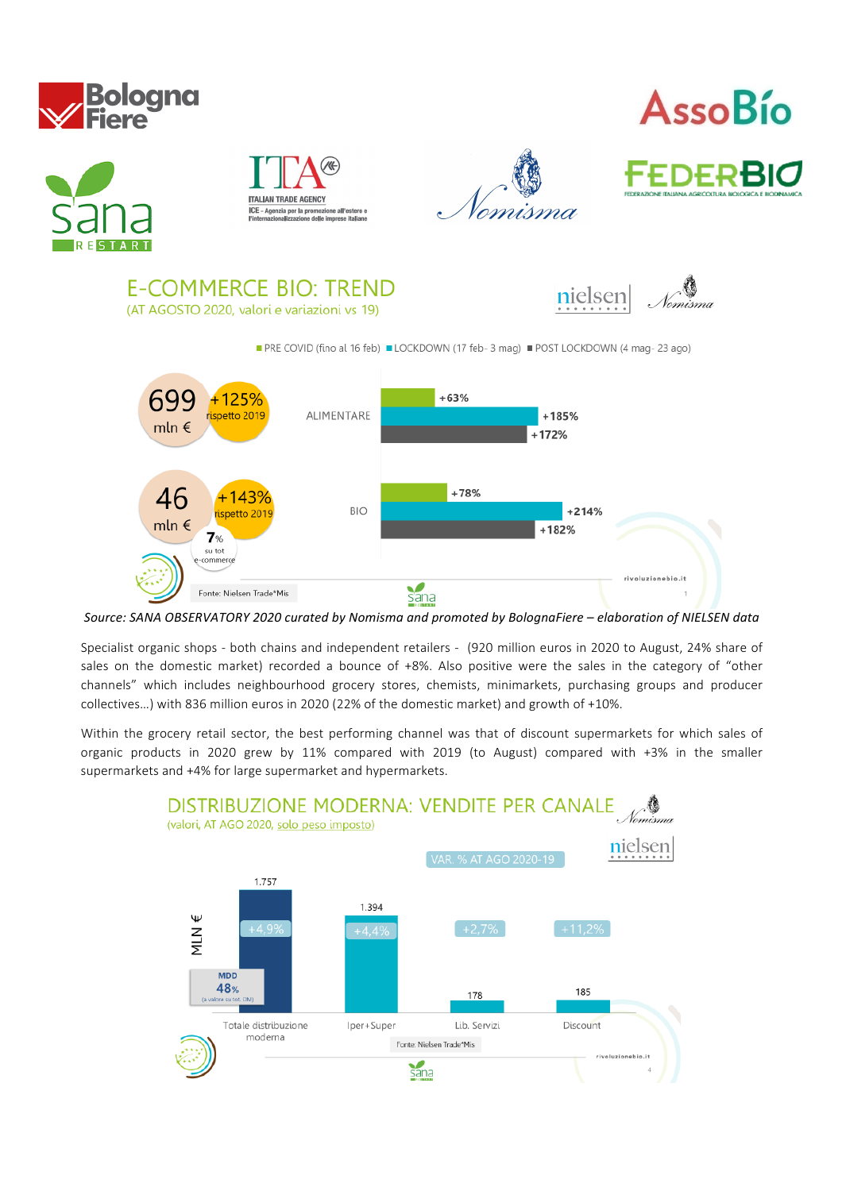Bologna Fiere

AssoBio

sana RESTART

ITA ITALIAN TRADE AGENCY
ICE - Agenzia per la promozione all'estero e l'internazionalizzazione delle imprese italiane

Nomisma

FEDERBIO
FEDERAZIONE ITALIANA AGRICOLTURA BIOLOGICA E BIODINAMICA

E-COMMERCE BIO: TREND
(AT AGOSTO 2020, valori e variazioni vs 19)

nielsen Nomisma

PRE COVID (fino al 16 feb) LOCKDOWN (17 feb- 3 mag) POST LOCKDOWN (4 mag- 23 ago)

699 mln € +125% rispetto 2019

ALIMENTARE
+63%
+185%
+172%

46 mln € +143% rispetto 2019

7% su tot e-commerce

BIO
+78%
+214%
+182%

Fonte: Nielsen Trade*Mis

rivoluzionebio.it

*Source: SANA OBSERVATORY 2020 curated by Nomisma and promoted by BolognaFiere – elaboration of NIELSEN data*

Specialist organic shops - both chains and independent retailers - (920 million euros in 2020 to August, 24% share of sales on the domestic market) recorded a bounce of +8%. Also positive were the sales in the category of "other channels" which includes neighbourhood grocery stores, chemists, minimarkets, purchasing groups and producer collectives…) with 836 million euros in 2020 (22% of the domestic market) and growth of +10%.

Within the grocery retail sector, the best performing channel was that of discount supermarkets for which sales of organic products in 2020 grew by 11% compared with 2019 (to August) compared with +3% in the smaller supermarkets and +4% for large supermarket and hypermarkets.

DISTRIBUZIONE MODERNA: VENDITE PER CANALE
(valori, AT AGO 2020, solo peso imposto)

Nomisma nielsen

VAR. % AT AGO 2020-19

MLN €

Totale distribuzione moderna: 1.757 (+4,9%)
MDD 48% (a valore su tot. DM)

Iper+Super: 1.394 (+4,4%)

Lib. Servizi: 178 (+2,7%)

Discount: 185 (+11,2%)

Fonte: Nielsen Trade*Mis

rivoluzionebio.it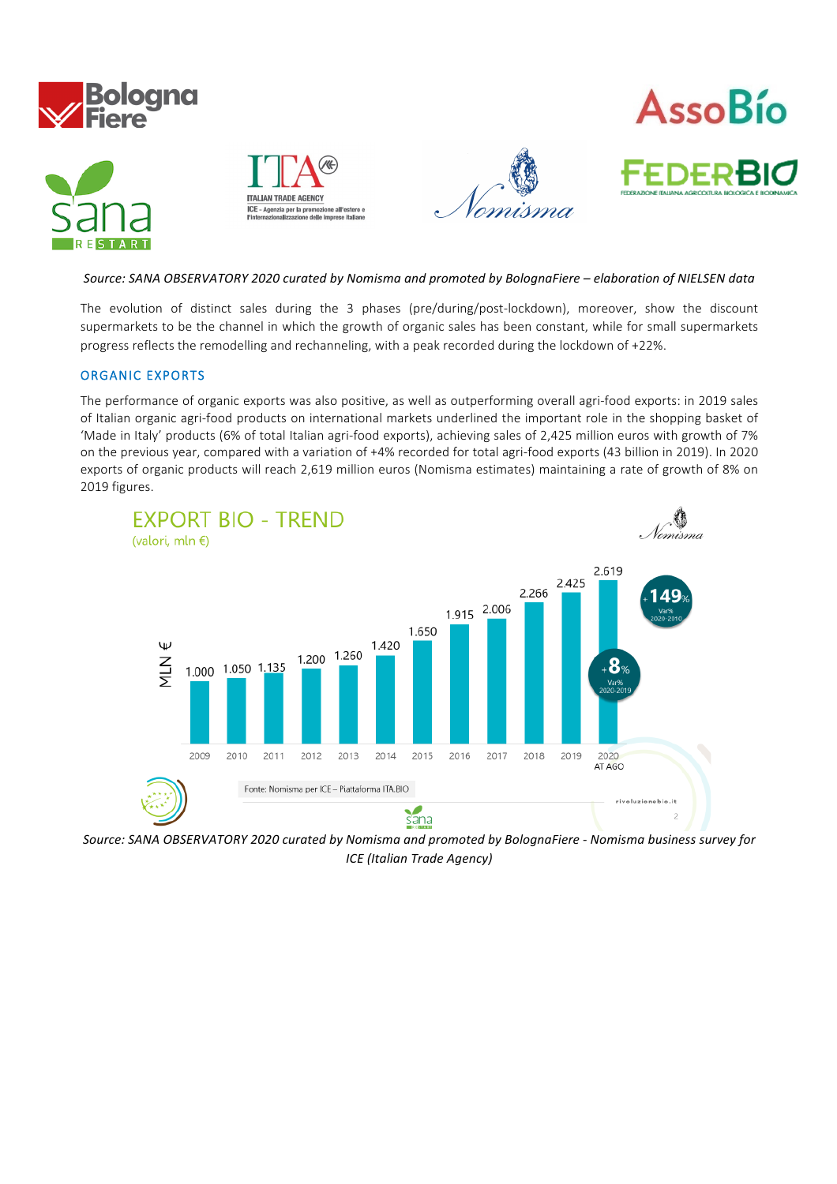*Source: SANA OBSERVATORY 2020 curated by Nomisma and promoted by BolognaFiere – elaboration of NIELSEN data*

The evolution of distinct sales during the 3 phases (pre/during/post-lockdown), moreover, show the discount supermarkets to be the channel in which the growth of organic sales has been constant, while for small supermarkets progress reflects the remodelling and rechanneling, with a peak recorded during the lockdown of +22%.

## ORGANIC EXPORTS

The performance of organic exports was also positive, as well as outperforming overall agri-food exports: in 2019 sales of Italian organic agri-food products on international markets underlined the important role in the shopping basket of 'Made in Italy' products (6% of total Italian agri-food exports), achieving sales of 2,425 million euros with growth of 7% on the previous year, compared with a variation of +4% recorded for total agri-food exports (43 billion in 2019). In 2020 exports of organic products will reach 2,619 million euros (Nomisma estimates) maintaining a rate of growth of 8% on 2019 figures.

EXPORT BIO - TREND
(valori, mln €)

MLN €

1.000
1.050
1.135
1.200
1.260
1.420
1.650
1.915
2.006
2.266
2.425
2.619

2009
2010
2011
2012
2013
2014
2015
2016
2017
2018
2019
2020 AT AGO

+149% Var% 2020-2010

+8% Var% 2020-2019

Fonte: Nomisma per ICE – Piattaforma ITA.BIO

rivoluzionebio.it

*Source: SANA OBSERVATORY 2020 curated by Nomisma and promoted by BolognaFiere - Nomisma business survey for ICE (Italian Trade Agency)*